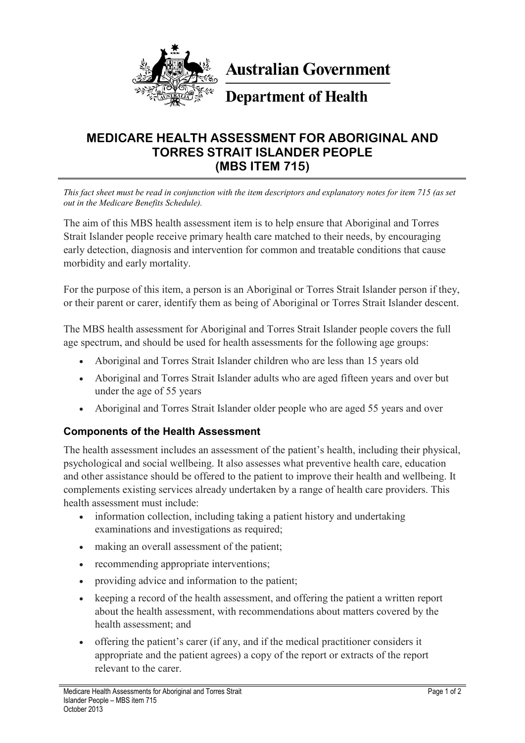Australian Government

Department of Health

# MEDICARE HEALTH ASSESSMENT FOR ABORIGINAL AND TORRES STRAIT ISLANDER PEOPLE (MBS ITEM 715)

*This fact sheet must be read in conjunction with the item descriptors and explanatory notes for item 715 (as set out in the Medicare Benefits Schedule).*

The aim of this MBS health assessment item is to help ensure that Aboriginal and Torres Strait Islander people receive primary health care matched to their needs, by encouraging early detection, diagnosis and intervention for common and treatable conditions that cause morbidity and early mortality.

For the purpose of this item, a person is an Aboriginal or Torres Strait Islander person if they, or their parent or carer, identify them as being of Aboriginal or Torres Strait Islander descent.

The MBS health assessment for Aboriginal and Torres Strait Islander people covers the full age spectrum, and should be used for health assessments for the following age groups:

- Aboriginal and Torres Strait Islander children who are less than 15 years old
- Aboriginal and Torres Strait Islander adults who are aged fifteen years and over but under the age of 55 years
- Aboriginal and Torres Strait Islander older people who are aged 55 years and over

## Components of the Health Assessment

The health assessment includes an assessment of the patient's health, including their physical, psychological and social wellbeing. It also assesses what preventive health care, education and other assistance should be offered to the patient to improve their health and wellbeing. It complements existing services already undertaken by a range of health care providers. This health assessment must include:

- information collection, including taking a patient history and undertaking examinations and investigations as required;
- making an overall assessment of the patient;
- recommending appropriate interventions;
- providing advice and information to the patient;
- keeping a record of the health assessment, and offering the patient a written report about the health assessment, with recommendations about matters covered by the health assessment; and
- offering the patient's carer (if any, and if the medical practitioner considers it appropriate and the patient agrees) a copy of the report or extracts of the report relevant to the carer.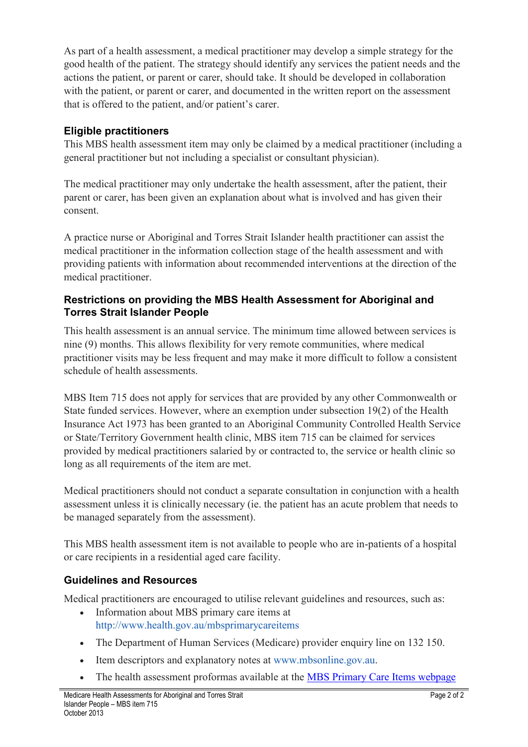As part of a health assessment, a medical practitioner may develop a simple strategy for the good health of the patient. The strategy should identify any services the patient needs and the actions the patient, or parent or carer, should take. It should be developed in collaboration with the patient, or parent or carer, and documented in the written report on the assessment that is offered to the patient, and/or patient's carer.

## Eligible practitioners

This MBS health assessment item may only be claimed by a medical practitioner (including a general practitioner but not including a specialist or consultant physician).

The medical practitioner may only undertake the health assessment, after the patient, their parent or carer, has been given an explanation about what is involved and has given their consent.

A practice nurse or Aboriginal and Torres Strait Islander health practitioner can assist the medical practitioner in the information collection stage of the health assessment and with providing patients with information about recommended interventions at the direction of the medical practitioner.

## Restrictions on providing the MBS Health Assessment for Aboriginal and Torres Strait Islander People

This health assessment is an annual service. The minimum time allowed between services is nine (9) months. This allows flexibility for very remote communities, where medical practitioner visits may be less frequent and may make it more difficult to follow a consistent schedule of health assessments.

MBS Item 715 does not apply for services that are provided by any other Commonwealth or State funded services. However, where an exemption under subsection 19(2) of the Health Insurance Act 1973 has been granted to an Aboriginal Community Controlled Health Service or State/Territory Government health clinic, MBS item 715 can be claimed for services provided by medical practitioners salaried by or contracted to, the service or health clinic so long as all requirements of the item are met.

Medical practitioners should not conduct a separate consultation in conjunction with a health assessment unless it is clinically necessary (ie. the patient has an acute problem that needs to be managed separately from the assessment).

This MBS health assessment item is not available to people who are in-patients of a hospital or care recipients in a residential aged care facility.

## Guidelines and Resources

Medical practitioners are encouraged to utilise relevant guidelines and resources, such as:

- Information about MBS primary care items at http://www.health.gov.au/mbsprimarycareitems
- The Department of Human Services (Medicare) provider enquiry line on 132 150.
- Item descriptors and explanatory notes at www.mbsonline.gov.au.
- The health assessment proformas available at the MBS Primary Care Items webpage